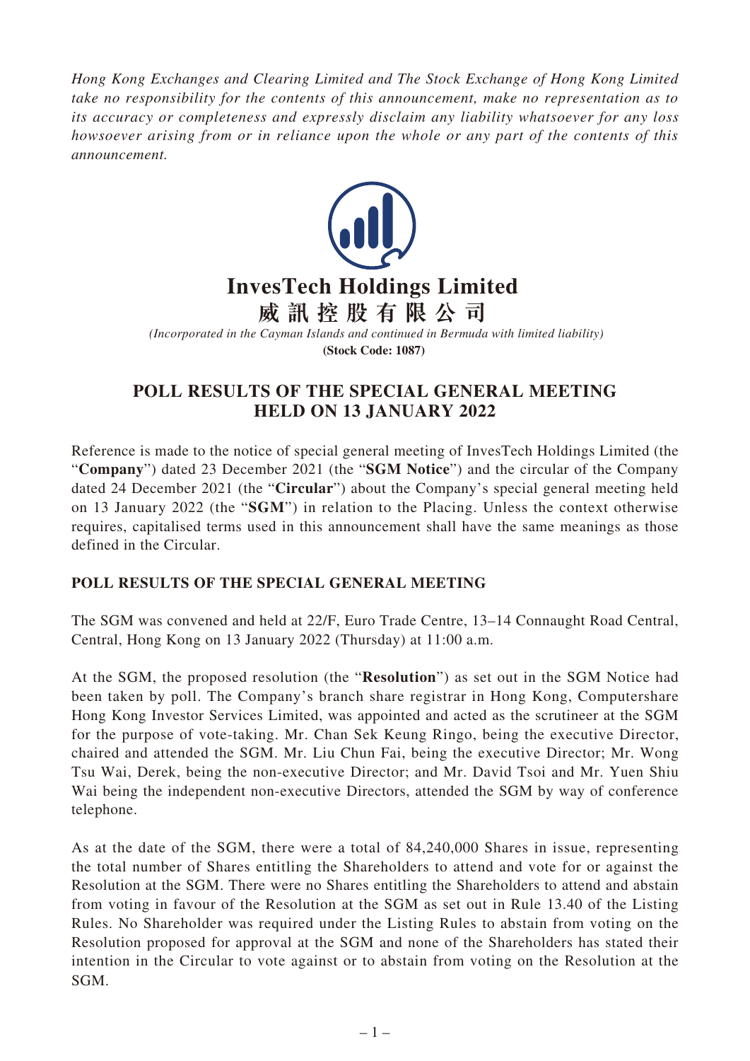*Hong Kong Exchanges and Clearing Limited and The Stock Exchange of Hong Kong Limited take no responsibility for the contents of this announcement, make no representation as to its accuracy or completeness and expressly disclaim any liability whatsoever for any loss howsoever arising from or in reliance upon the whole or any part of the contents of this announcement.*

# InvesTech Holdings Limited
# 威訊控股有限公司

*(Incorporated in the Cayman Islands and continued in Bermuda with limited liability)*

**(Stock Code: 1087)**

## POLL RESULTS OF THE SPECIAL GENERAL MEETING HELD ON 13 JANUARY 2022

Reference is made to the notice of special general meeting of InvesTech Holdings Limited (the "**Company**") dated 23 December 2021 (the "**SGM Notice**") and the circular of the Company dated 24 December 2021 (the "**Circular**") about the Company's special general meeting held on 13 January 2022 (the "**SGM**") in relation to the Placing. Unless the context otherwise requires, capitalised terms used in this announcement shall have the same meanings as those defined in the Circular.

### POLL RESULTS OF THE SPECIAL GENERAL MEETING

The SGM was convened and held at 22/F, Euro Trade Centre, 13–14 Connaught Road Central, Central, Hong Kong on 13 January 2022 (Thursday) at 11:00 a.m.

At the SGM, the proposed resolution (the "**Resolution**") as set out in the SGM Notice had been taken by poll. The Company's branch share registrar in Hong Kong, Computershare Hong Kong Investor Services Limited, was appointed and acted as the scrutineer at the SGM for the purpose of vote-taking. Mr. Chan Sek Keung Ringo, being the executive Director, chaired and attended the SGM. Mr. Liu Chun Fai, being the executive Director; Mr. Wong Tsu Wai, Derek, being the non-executive Director; and Mr. David Tsoi and Mr. Yuen Shiu Wai being the independent non-executive Directors, attended the SGM by way of conference telephone.

As at the date of the SGM, there were a total of 84,240,000 Shares in issue, representing the total number of Shares entitling the Shareholders to attend and vote for or against the Resolution at the SGM. There were no Shares entitling the Shareholders to attend and abstain from voting in favour of the Resolution at the SGM as set out in Rule 13.40 of the Listing Rules. No Shareholder was required under the Listing Rules to abstain from voting on the Resolution proposed for approval at the SGM and none of the Shareholders has stated their intention in the Circular to vote against or to abstain from voting on the Resolution at the SGM.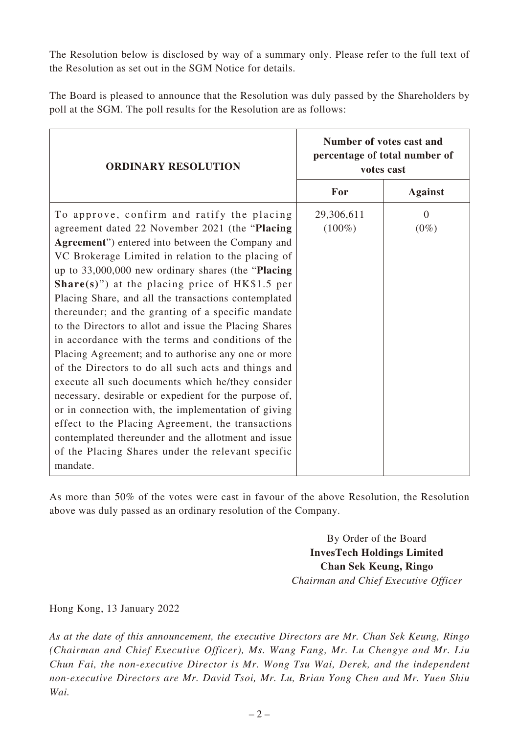The Resolution below is disclosed by way of a summary only. Please refer to the full text of the Resolution as set out in the SGM Notice for details.

The Board is pleased to announce that the Resolution was duly passed by the Shareholders by poll at the SGM. The poll results for the Resolution are as follows:

| **ORDINARY RESOLUTION** | **Number of votes cast and percentage of total number of votes cast** | |
|---|---|---|
| | **For** | **Against** |
| To approve, confirm and ratify the placing agreement dated 22 November 2021 (the "**Placing Agreement**") entered into between the Company and VC Brokerage Limited in relation to the placing of up to 33,000,000 new ordinary shares (the "**Placing Share(s)**") at the placing price of HK$1.5 per Placing Share, and all the transactions contemplated thereunder; and the granting of a specific mandate to the Directors to allot and issue the Placing Shares in accordance with the terms and conditions of the Placing Agreement; and to authorise any one or more of the Directors to do all such acts and things and execute all such documents which he/they consider necessary, desirable or expedient for the purpose of, or in connection with, the implementation of giving effect to the Placing Agreement, the transactions contemplated thereunder and the allotment and issue of the Placing Shares under the relevant specific mandate. | 29,306,611 (100%) | 0 (0%) |

As more than 50% of the votes were cast in favour of the above Resolution, the Resolution above was duly passed as an ordinary resolution of the Company.

By Order of the Board
**InvesTech Holdings Limited**
**Chan Sek Keung, Ringo**
*Chairman and Chief Executive Officer*

Hong Kong, 13 January 2022

*As at the date of this announcement, the executive Directors are Mr. Chan Sek Keung, Ringo (Chairman and Chief Executive Officer), Ms. Wang Fang, Mr. Lu Chengye and Mr. Liu Chun Fai, the non-executive Director is Mr. Wong Tsu Wai, Derek, and the independent non-executive Directors are Mr. David Tsoi, Mr. Lu, Brian Yong Chen and Mr. Yuen Shiu Wai.*